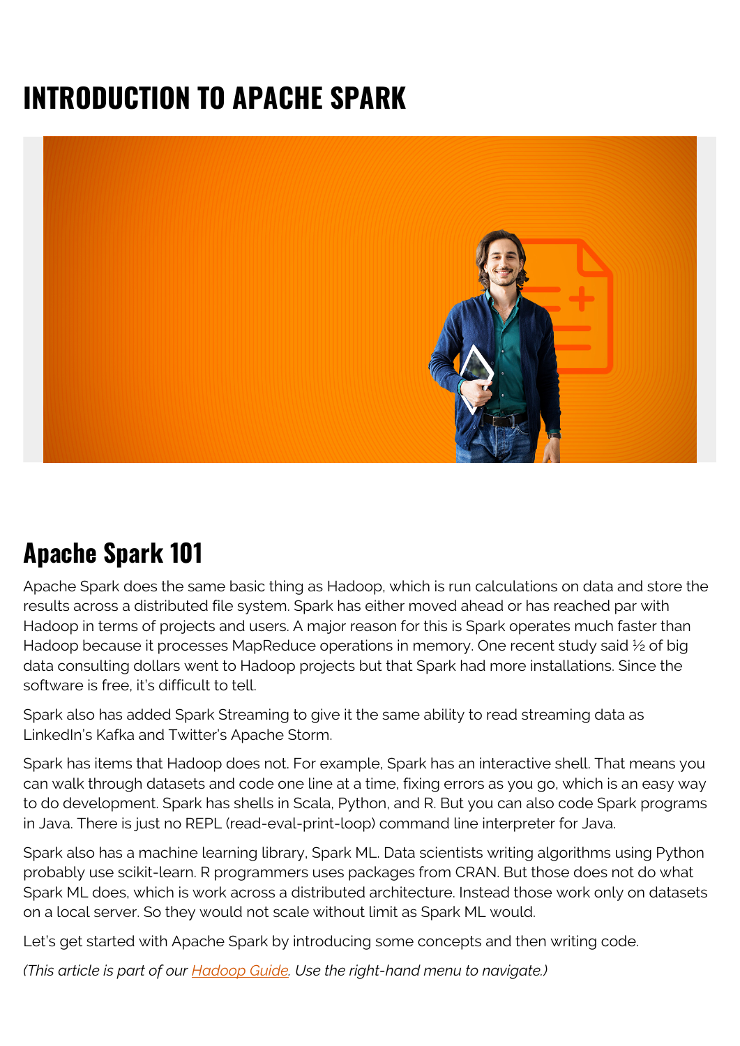# INTRODUCTION TO APACHE SPARK

## Apache Spark 101

Apache Spark does the same basic thing as Hadoop, which is run calculations on data and store the results across a distributed file system. Spark has either moved ahead or has reached par with Hadoop in terms of projects and users. A major reason for this is Spark operates much faster than Hadoop because it processes MapReduce operations in memory. One recent study said ½ of big data consulting dollars went to Hadoop projects but that Spark had more installations. Since the software is free, it's difficult to tell.

Spark also has added Spark Streaming to give it the same ability to read streaming data as LinkedIn's Kafka and Twitter's Apache Storm.

Spark has items that Hadoop does not. For example, Spark has an interactive shell. That means you can walk through datasets and code one line at a time, fixing errors as you go, which is an easy way to do development. Spark has shells in Scala, Python, and R. But you can also code Spark programs in Java. There is just no REPL (read-eval-print-loop) command line interpreter for Java.

Spark also has a machine learning library, Spark ML. Data scientists writing algorithms using Python probably use scikit-learn. R programmers uses packages from CRAN. But those does not do what Spark ML does, which is work across a distributed architecture. Instead those work only on datasets on a local server. So they would not scale without limit as Spark ML would.

Let's get started with Apache Spark by introducing some concepts and then writing code.

*(This article is part of our Hadoop Guide. Use the right-hand menu to navigate.)*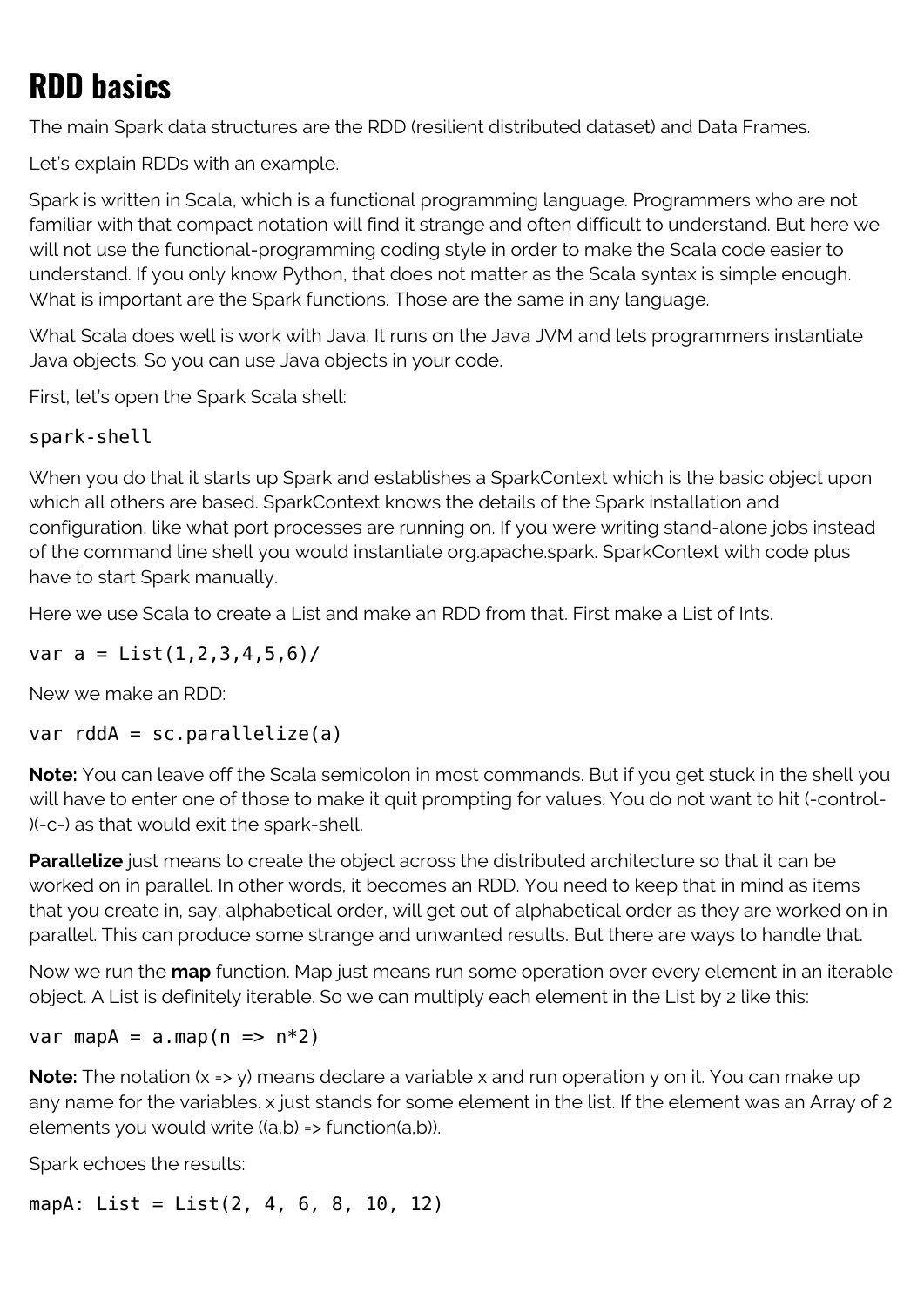# RDD basics

The main Spark data structures are the RDD (resilient distributed dataset) and Data Frames.

Let's explain RDDs with an example.

Spark is written in Scala, which is a functional programming language. Programmers who are not familiar with that compact notation will find it strange and often difficult to understand. But here we will not use the functional-programming coding style in order to make the Scala code easier to understand. If you only know Python, that does not matter as the Scala syntax is simple enough. What is important are the Spark functions. Those are the same in any language.

What Scala does well is work with Java. It runs on the Java JVM and lets programmers instantiate Java objects. So you can use Java objects in your code.

First, let's open the Spark Scala shell:

```
spark-shell
```

When you do that it starts up Spark and establishes a SparkContext which is the basic object upon which all others are based. SparkContext knows the details of the Spark installation and configuration, like what port processes are running on. If you were writing stand-alone jobs instead of the command line shell you would instantiate org.apache.spark. SparkContext with code plus have to start Spark manually.

Here we use Scala to create a List and make an RDD from that. First make a List of Ints.

```
var a = List(1,2,3,4,5,6)/
```

New we make an RDD:

```
var rddA = sc.parallelize(a)
```

**Note:** You can leave off the Scala semicolon in most commands. But if you get stuck in the shell you will have to enter one of those to make it quit prompting for values. You do not want to hit (-control-)(-c-) as that would exit the spark-shell.

**Parallelize** just means to create the object across the distributed architecture so that it can be worked on in parallel. In other words, it becomes an RDD. You need to keep that in mind as items that you create in, say, alphabetical order, will get out of alphabetical order as they are worked on in parallel. This can produce some strange and unwanted results. But there are ways to handle that.

Now we run the **map** function. Map just means run some operation over every element in an iterable object. A List is definitely iterable. So we can multiply each element in the List by 2 like this:

```
var mapA = a.map(n => n*2)
```

**Note:** The notation (x => y) means declare a variable x and run operation y on it. You can make up any name for the variables. x just stands for some element in the list. If the element was an Array of 2 elements you would write ((a,b) => function(a,b)).

Spark echoes the results:

```
mapA: List = List(2, 4, 6, 8, 10, 12)
```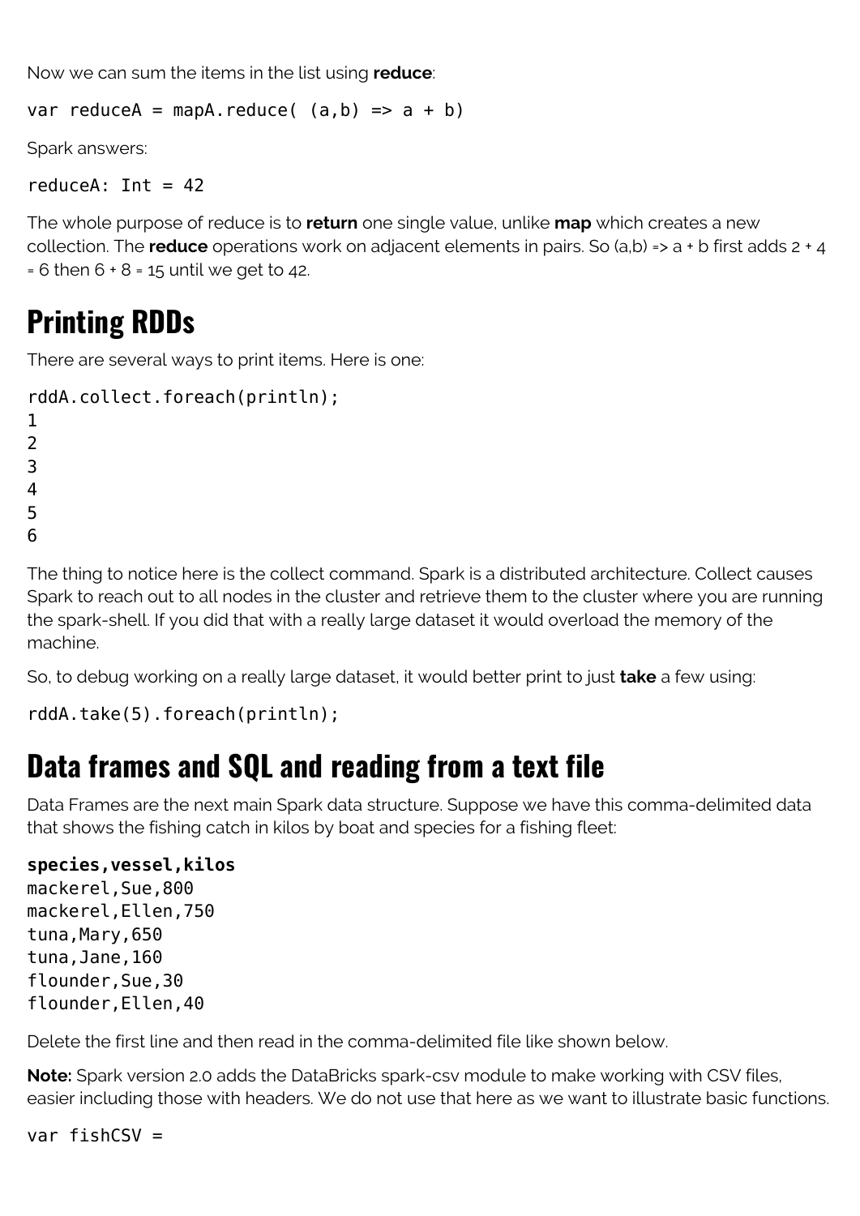Now we can sum the items in the list using **reduce**:

```
var reduceA = mapA.reduce( (a,b) => a + b)
```

Spark answers:

```
reduceA: Int = 42
```

The whole purpose of reduce is to **return** one single value, unlike **map** which creates a new collection. The **reduce** operations work on adjacent elements in pairs. So (a,b) => a + b first adds 2 + 4 = 6 then 6 + 8 = 15 until we get to 42.

## Printing RDDs

There are several ways to print items. Here is one:

```
rddA.collect.foreach(println);
1
2
3
4
5
6
```

The thing to notice here is the collect command. Spark is a distributed architecture. Collect causes Spark to reach out to all nodes in the cluster and retrieve them to the cluster where you are running the spark-shell. If you did that with a really large dataset it would overload the memory of the machine.

So, to debug working on a really large dataset, it would better print to just **take** a few using:

```
rddA.take(5).foreach(println);
```

## Data frames and SQL and reading from a text file

Data Frames are the next main Spark data structure. Suppose we have this comma-delimited data that shows the fishing catch in kilos by boat and species for a fishing fleet:

```
species,vessel,kilos
mackerel,Sue,800
mackerel,Ellen,750
tuna,Mary,650
tuna,Jane,160
flounder,Sue,30
flounder,Ellen,40
```

Delete the first line and then read in the comma-delimited file like shown below.

**Note:** Spark version 2.0 adds the DataBricks spark-csv module to make working with CSV files, easier including those with headers. We do not use that here as we want to illustrate basic functions.

```
var fishCSV =
```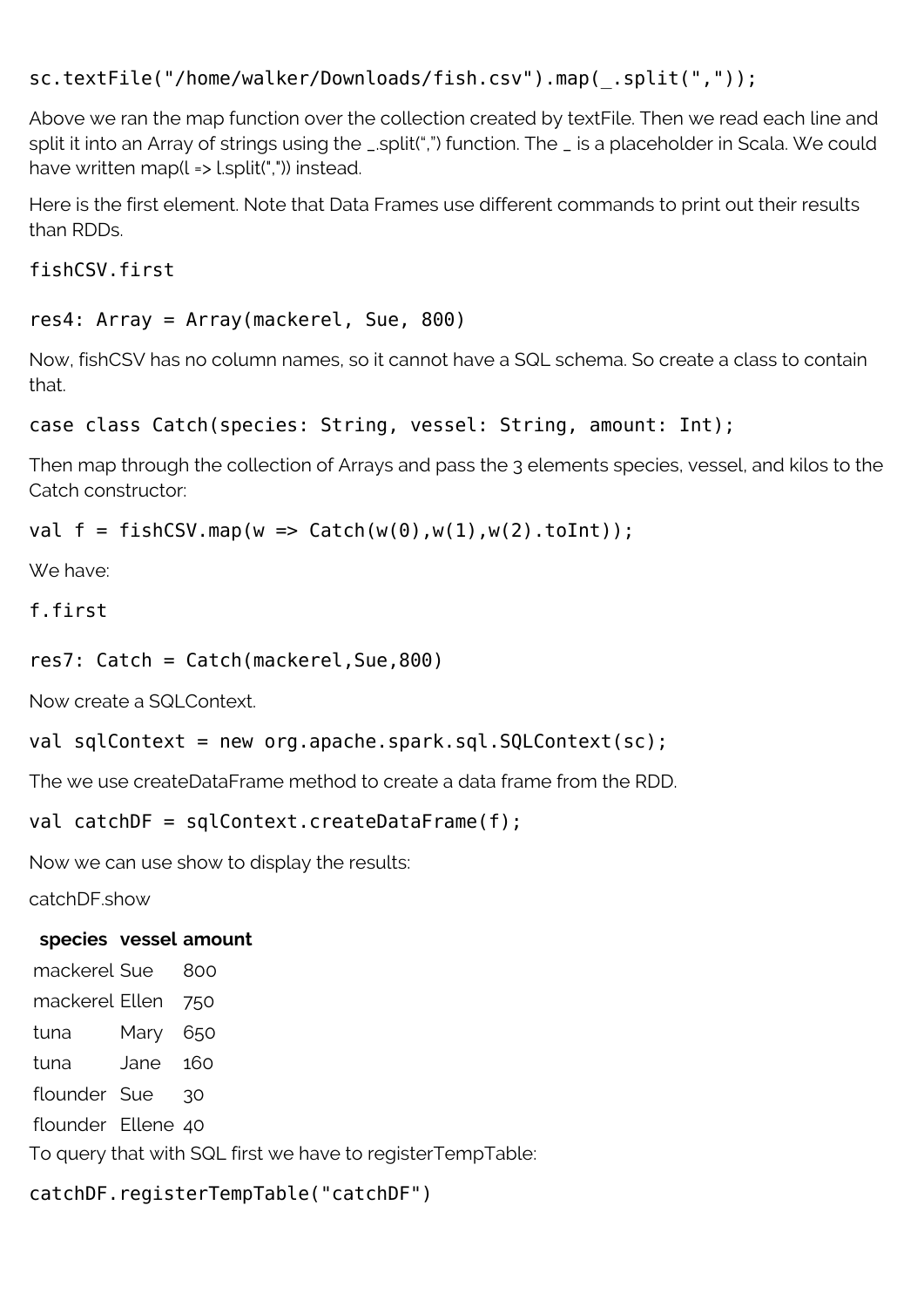```
sc.textFile("/home/walker/Downloads/fish.csv").map(_.split(","));
```

Above we ran the map function over the collection created by textFile. Then we read each line and split it into an Array of strings using the _.split(",") function. The _ is a placeholder in Scala. We could have written map(l => l.split(",")) instead.

Here is the first element. Note that Data Frames use different commands to print out their results than RDDs.

```
fishCSV.first
```

```
res4: Array = Array(mackerel, Sue, 800)
```

Now, fishCSV has no column names, so it cannot have a SQL schema. So create a class to contain that.

```
case class Catch(species: String, vessel: String, amount: Int);
```

Then map through the collection of Arrays and pass the 3 elements species, vessel, and kilos to the Catch constructor:

```
val f = fishCSV.map(w => Catch(w(0),w(1),w(2).toInt));
```

We have:

```
f.first
```

```
res7: Catch = Catch(mackerel,Sue,800)
```

Now create a SQLContext.

```
val sqlContext = new org.apache.spark.sql.SQLContext(sc);
```

The we use createDataFrame method to create a data frame from the RDD.

```
val catchDF = sqlContext.createDataFrame(f);
```

Now we can use show to display the results:

catchDF.show

| species | vessel | amount |
|---|---|---|
| mackerel | Sue | 800 |
| mackerel | Ellen | 750 |
| tuna | Mary | 650 |
| tuna | Jane | 160 |
| flounder | Sue | 30 |
| flounder | Ellene | 40 |

To query that with SQL first we have to registerTempTable:

```
catchDF.registerTempTable("catchDF")
```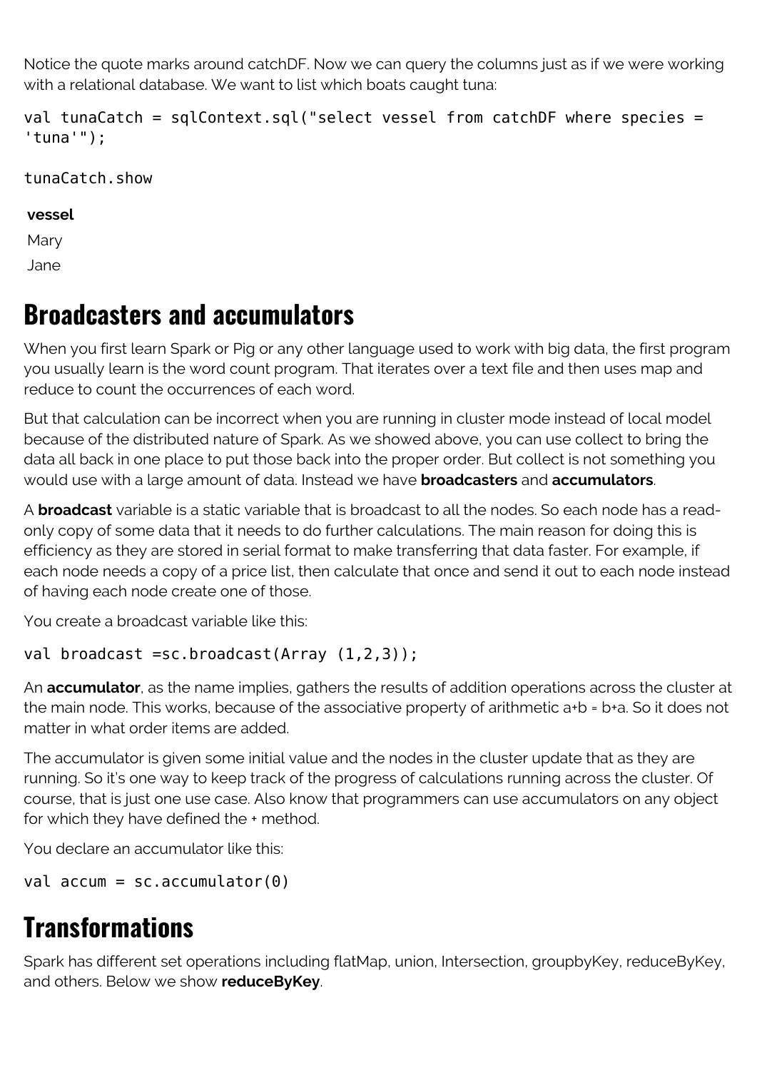Notice the quote marks around catchDF. Now we can query the columns just as if we were working with a relational database. We want to list which boats caught tuna:

```
val tunaCatch = sqlContext.sql("select vessel from catchDF where species = 'tuna'");
```

```
tunaCatch.show
```

| vessel |
| --- |
| Mary |
| Jane |

# Broadcasters and accumulators

When you first learn Spark or Pig or any other language used to work with big data, the first program you usually learn is the word count program. That iterates over a text file and then uses map and reduce to count the occurrences of each word.

But that calculation can be incorrect when you are running in cluster mode instead of local model because of the distributed nature of Spark. As we showed above, you can use collect to bring the data all back in one place to put those back into the proper order. But collect is not something you would use with a large amount of data. Instead we have **broadcasters** and **accumulators**.

A **broadcast** variable is a static variable that is broadcast to all the nodes. So each node has a read-only copy of some data that it needs to do further calculations. The main reason for doing this is efficiency as they are stored in serial format to make transferring that data faster. For example, if each node needs a copy of a price list, then calculate that once and send it out to each node instead of having each node create one of those.

You create a broadcast variable like this:

```
val broadcast =sc.broadcast(Array (1,2,3));
```

An **accumulator**, as the name implies, gathers the results of addition operations across the cluster at the main node. This works, because of the associative property of arithmetic a+b = b+a. So it does not matter in what order items are added.

The accumulator is given some initial value and the nodes in the cluster update that as they are running. So it's one way to keep track of the progress of calculations running across the cluster. Of course, that is just one use case. Also know that programmers can use accumulators on any object for which they have defined the + method.

You declare an accumulator like this:

```
val accum = sc.accumulator(0)
```

# Transformations

Spark has different set operations including flatMap, union, Intersection, groupbyKey, reduceByKey, and others. Below we show **reduceByKey**.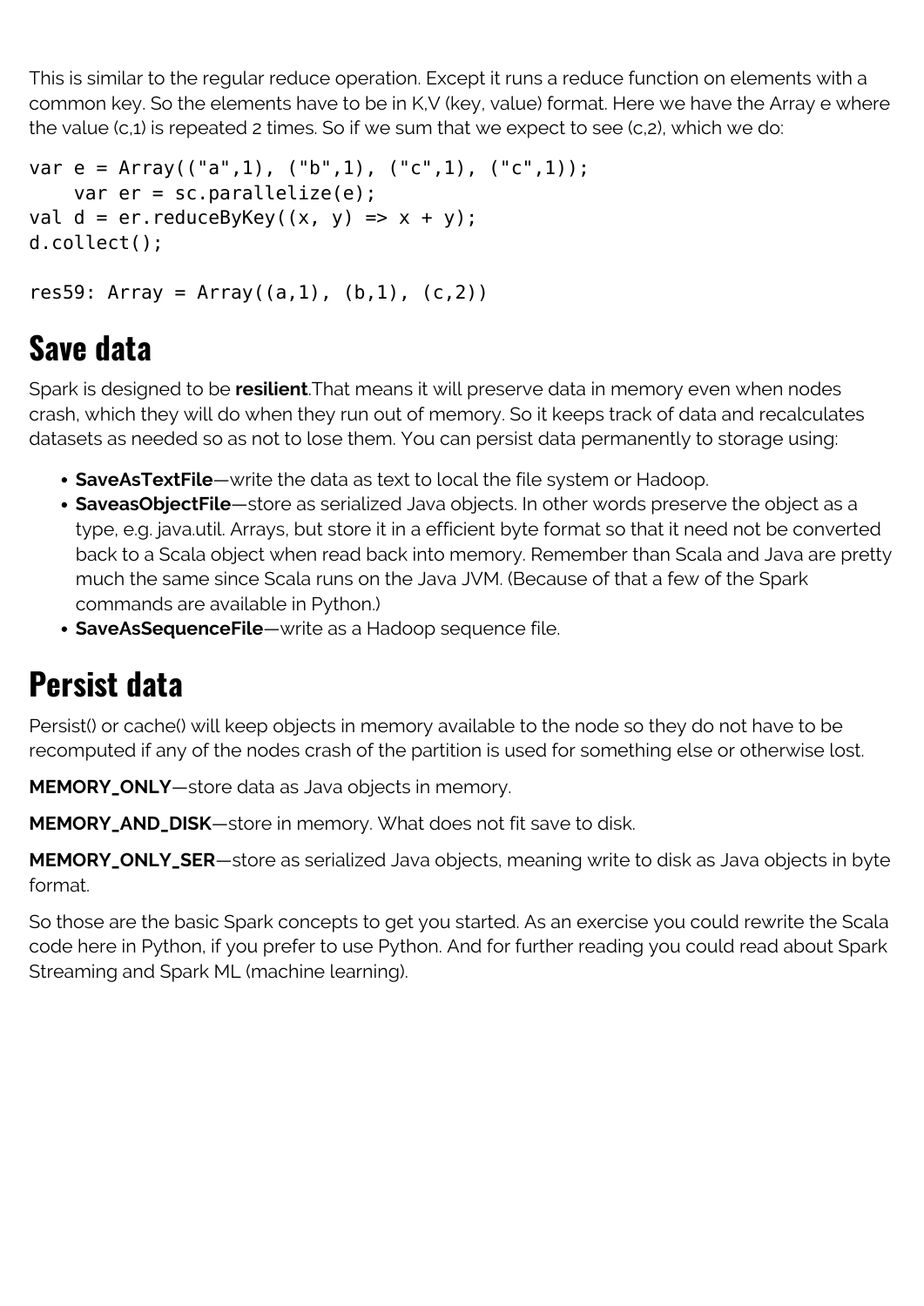This is similar to the regular reduce operation. Except it runs a reduce function on elements with a common key. So the elements have to be in K,V (key, value) format. Here we have the Array e where the value (c,1) is repeated 2 times. So if we sum that we expect to see (c,2), which we do:

```
var e = Array(("a",1), ("b",1), ("c",1), ("c",1));
    var er = sc.parallelize(e);
val d = er.reduceByKey((x, y) => x + y);
d.collect();

res59: Array = Array((a,1), (b,1), (c,2))
```

## Save data

Spark is designed to be **resilient**.That means it will preserve data in memory even when nodes crash, which they will do when they run out of memory. So it keeps track of data and recalculates datasets as needed so as not to lose them. You can persist data permanently to storage using:

- **SaveAsTextFile**—write the data as text to local the file system or Hadoop.
- **SaveasObjectFile**—store as serialized Java objects. In other words preserve the object as a type, e.g. java.util. Arrays, but store it in a efficient byte format so that it need not be converted back to a Scala object when read back into memory. Remember than Scala and Java are pretty much the same since Scala runs on the Java JVM. (Because of that a few of the Spark commands are available in Python.)
- **SaveAsSequenceFile**—write as a Hadoop sequence file.

## Persist data

Persist() or cache() will keep objects in memory available to the node so they do not have to be recomputed if any of the nodes crash of the partition is used for something else or otherwise lost.

**MEMORY_ONLY**—store data as Java objects in memory.

**MEMORY_AND_DISK**—store in memory. What does not fit save to disk.

**MEMORY_ONLY_SER**—store as serialized Java objects, meaning write to disk as Java objects in byte format.

So those are the basic Spark concepts to get you started. As an exercise you could rewrite the Scala code here in Python, if you prefer to use Python. And for further reading you could read about Spark Streaming and Spark ML (machine learning).